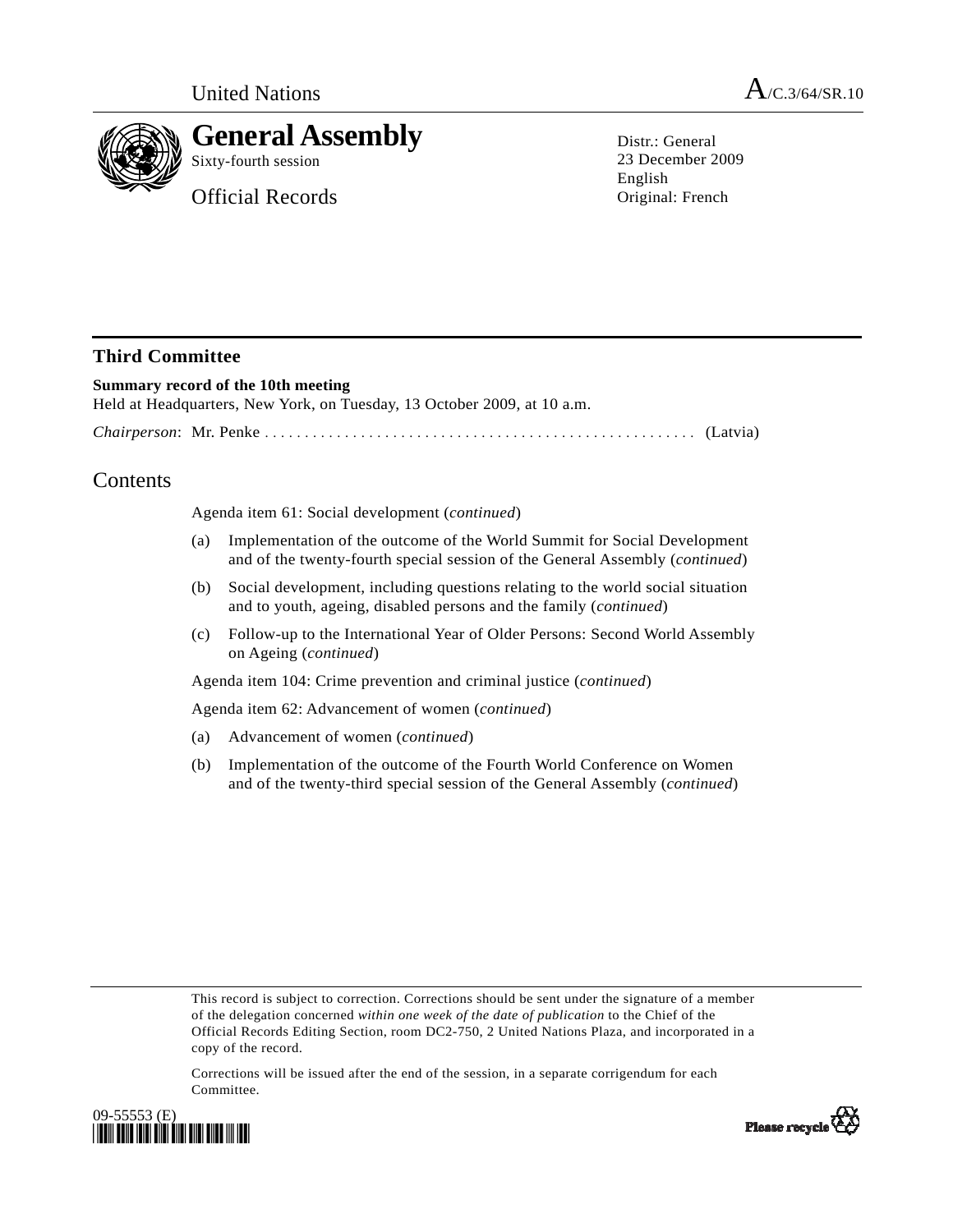United Nations

# A/C.3/64/SR.10

# General Assembly

Sixty-fourth session

Official Records

Distr.: General
23 December 2009
English
Original: French

## Third Committee

**Summary record of the 10th meeting**
Held at Headquarters, New York, on Tuesday, 13 October 2009, at 10 a.m.

*Chairperson*: Mr. Penke . . . . . . . . . . . . . . . . . . . . . . . . . . . . . . . . . . . . . . . . . . . . . . . . . . . . . (Latvia)

## Contents

Agenda item 61: Social development (*continued*)

(a) Implementation of the outcome of the World Summit for Social Development and of the twenty-fourth special session of the General Assembly (*continued*)

(b) Social development, including questions relating to the world social situation and to youth, ageing, disabled persons and the family (*continued*)

(c) Follow-up to the International Year of Older Persons: Second World Assembly on Ageing (*continued*)

Agenda item 104: Crime prevention and criminal justice (*continued*)

Agenda item 62: Advancement of women (*continued*)

(a) Advancement of women (*continued*)

(b) Implementation of the outcome of the Fourth World Conference on Women and of the twenty-third special session of the General Assembly (*continued*)

This record is subject to correction. Corrections should be sent under the signature of a member of the delegation concerned *within one week of the date of publication* to the Chief of the Official Records Editing Section, room DC2-750, 2 United Nations Plaza, and incorporated in a copy of the record.

Corrections will be issued after the end of the session, in a separate corrigendum for each Committee.

09-55553 (E)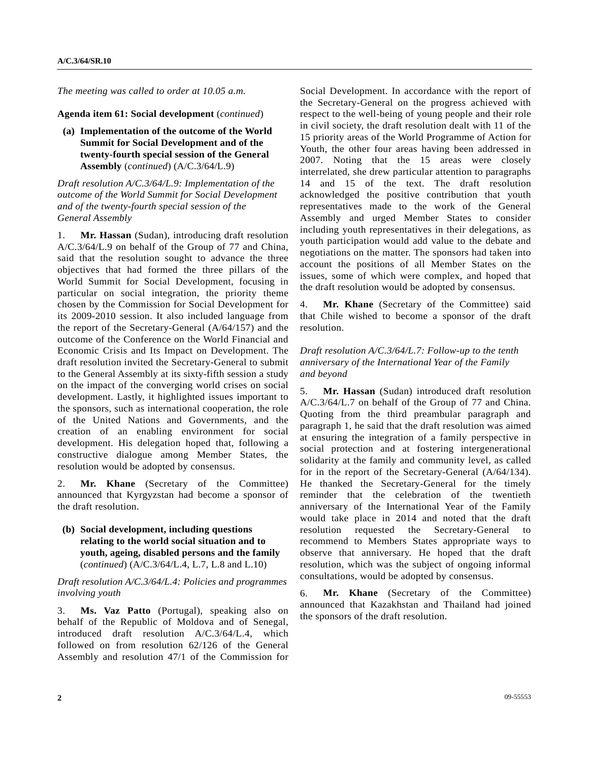*The meeting was called to order at 10.05 a.m.*

**Agenda item 61: Social development** (*continued*)

**(a) Implementation of the outcome of the World Summit for Social Development and of the twenty-fourth special session of the General Assembly** (*continued*) (A/C.3/64/L.9)

*Draft resolution A/C.3/64/L.9: Implementation of the outcome of the World Summit for Social Development and of the twenty-fourth special session of the General Assembly*

1. **Mr. Hassan** (Sudan), introducing draft resolution A/C.3/64/L.9 on behalf of the Group of 77 and China, said that the resolution sought to advance the three objectives that had formed the three pillars of the World Summit for Social Development, focusing in particular on social integration, the priority theme chosen by the Commission for Social Development for its 2009-2010 session. It also included language from the report of the Secretary-General (A/64/157) and the outcome of the Conference on the World Financial and Economic Crisis and Its Impact on Development. The draft resolution invited the Secretary-General to submit to the General Assembly at its sixty-fifth session a study on the impact of the converging world crises on social development. Lastly, it highlighted issues important to the sponsors, such as international cooperation, the role of the United Nations and Governments, and the creation of an enabling environment for social development. His delegation hoped that, following a constructive dialogue among Member States, the resolution would be adopted by consensus.

2. **Mr. Khane** (Secretary of the Committee) announced that Kyrgyzstan had become a sponsor of the draft resolution.

**(b) Social development, including questions relating to the world social situation and to youth, ageing, disabled persons and the family** (*continued*) (A/C.3/64/L.4, L.7, L.8 and L.10)

*Draft resolution A/C.3/64/L.4: Policies and programmes involving youth*

3. **Ms. Vaz Patto** (Portugal), speaking also on behalf of the Republic of Moldova and of Senegal, introduced draft resolution A/C.3/64/L.4, which followed on from resolution 62/126 of the General Assembly and resolution 47/1 of the Commission for Social Development. In accordance with the report of the Secretary-General on the progress achieved with respect to the well-being of young people and their role in civil society, the draft resolution dealt with 11 of the 15 priority areas of the World Programme of Action for Youth, the other four areas having been addressed in 2007. Noting that the 15 areas were closely interrelated, she drew particular attention to paragraphs 14 and 15 of the text. The draft resolution acknowledged the positive contribution that youth representatives made to the work of the General Assembly and urged Member States to consider including youth representatives in their delegations, as youth participation would add value to the debate and negotiations on the matter. The sponsors had taken into account the positions of all Member States on the issues, some of which were complex, and hoped that the draft resolution would be adopted by consensus.

4. **Mr. Khane** (Secretary of the Committee) said that Chile wished to become a sponsor of the draft resolution.

*Draft resolution A/C.3/64/L.7: Follow-up to the tenth anniversary of the International Year of the Family and beyond*

5. **Mr. Hassan** (Sudan) introduced draft resolution A/C.3/64/L.7 on behalf of the Group of 77 and China. Quoting from the third preambular paragraph and paragraph 1, he said that the draft resolution was aimed at ensuring the integration of a family perspective in social protection and at fostering intergenerational solidarity at the family and community level, as called for in the report of the Secretary-General (A/64/134). He thanked the Secretary-General for the timely reminder that the celebration of the twentieth anniversary of the International Year of the Family would take place in 2014 and noted that the draft resolution requested the Secretary-General to recommend to Members States appropriate ways to observe that anniversary. He hoped that the draft resolution, which was the subject of ongoing informal consultations, would be adopted by consensus.

6. **Mr. Khane** (Secretary of the Committee) announced that Kazakhstan and Thailand had joined the sponsors of the draft resolution.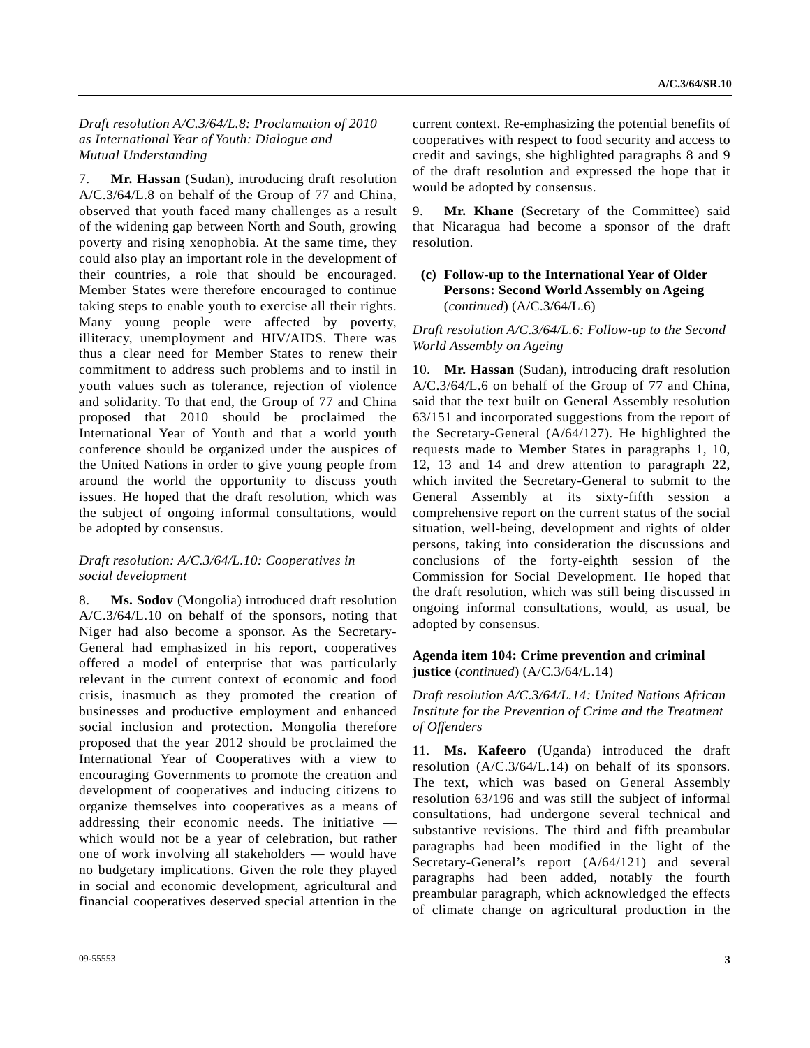*Draft resolution A/C.3/64/L.8: Proclamation of 2010 as International Year of Youth: Dialogue and Mutual Understanding*

7. **Mr. Hassan** (Sudan), introducing draft resolution A/C.3/64/L.8 on behalf of the Group of 77 and China, observed that youth faced many challenges as a result of the widening gap between North and South, growing poverty and rising xenophobia. At the same time, they could also play an important role in the development of their countries, a role that should be encouraged. Member States were therefore encouraged to continue taking steps to enable youth to exercise all their rights. Many young people were affected by poverty, illiteracy, unemployment and HIV/AIDS. There was thus a clear need for Member States to renew their commitment to address such problems and to instil in youth values such as tolerance, rejection of violence and solidarity. To that end, the Group of 77 and China proposed that 2010 should be proclaimed the International Year of Youth and that a world youth conference should be organized under the auspices of the United Nations in order to give young people from around the world the opportunity to discuss youth issues. He hoped that the draft resolution, which was the subject of ongoing informal consultations, would be adopted by consensus.

*Draft resolution: A/C.3/64/L.10: Cooperatives in social development*

8. **Ms. Sodov** (Mongolia) introduced draft resolution A/C.3/64/L.10 on behalf of the sponsors, noting that Niger had also become a sponsor. As the Secretary-General had emphasized in his report, cooperatives offered a model of enterprise that was particularly relevant in the current context of economic and food crisis, inasmuch as they promoted the creation of businesses and productive employment and enhanced social inclusion and protection. Mongolia therefore proposed that the year 2012 should be proclaimed the International Year of Cooperatives with a view to encouraging Governments to promote the creation and development of cooperatives and inducing citizens to organize themselves into cooperatives as a means of addressing their economic needs. The initiative — which would not be a year of celebration, but rather one of work involving all stakeholders — would have no budgetary implications. Given the role they played in social and economic development, agricultural and financial cooperatives deserved special attention in the current context. Re-emphasizing the potential benefits of cooperatives with respect to food security and access to credit and savings, she highlighted paragraphs 8 and 9 of the draft resolution and expressed the hope that it would be adopted by consensus.

9. **Mr. Khane** (Secretary of the Committee) said that Nicaragua had become a sponsor of the draft resolution.

**(c) Follow-up to the International Year of Older Persons: Second World Assembly on Ageing** (*continued*) (A/C.3/64/L.6)

*Draft resolution A/C.3/64/L.6: Follow-up to the Second World Assembly on Ageing*

10. **Mr. Hassan** (Sudan), introducing draft resolution A/C.3/64/L.6 on behalf of the Group of 77 and China, said that the text built on General Assembly resolution 63/151 and incorporated suggestions from the report of the Secretary-General (A/64/127). He highlighted the requests made to Member States in paragraphs 1, 10, 12, 13 and 14 and drew attention to paragraph 22, which invited the Secretary-General to submit to the General Assembly at its sixty-fifth session a comprehensive report on the current status of the social situation, well-being, development and rights of older persons, taking into consideration the discussions and conclusions of the forty-eighth session of the Commission for Social Development. He hoped that the draft resolution, which was still being discussed in ongoing informal consultations, would, as usual, be adopted by consensus.

**Agenda item 104: Crime prevention and criminal justice** (*continued*) (A/C.3/64/L.14)

*Draft resolution A/C.3/64/L.14: United Nations African Institute for the Prevention of Crime and the Treatment of Offenders*

11. **Ms. Kafeero** (Uganda) introduced the draft resolution (A/C.3/64/L.14) on behalf of its sponsors. The text, which was based on General Assembly resolution 63/196 and was still the subject of informal consultations, had undergone several technical and substantive revisions. The third and fifth preambular paragraphs had been modified in the light of the Secretary-General's report (A/64/121) and several paragraphs had been added, notably the fourth preambular paragraph, which acknowledged the effects of climate change on agricultural production in the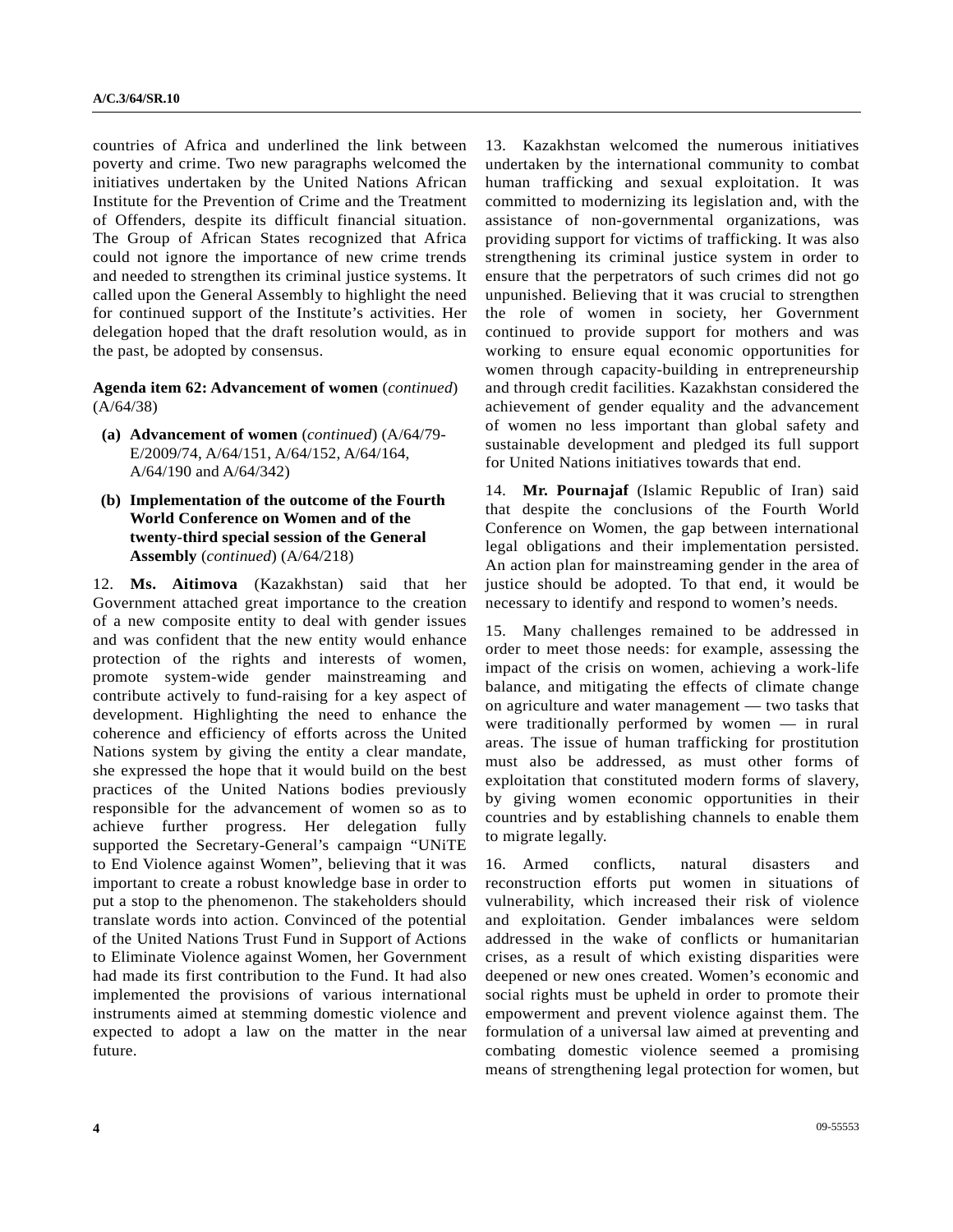countries of Africa and underlined the link between poverty and crime. Two new paragraphs welcomed the initiatives undertaken by the United Nations African Institute for the Prevention of Crime and the Treatment of Offenders, despite its difficult financial situation. The Group of African States recognized that Africa could not ignore the importance of new crime trends and needed to strengthen its criminal justice systems. It called upon the General Assembly to highlight the need for continued support of the Institute's activities. Her delegation hoped that the draft resolution would, as in the past, be adopted by consensus.

**Agenda item 62: Advancement of women** (*continued*) (A/64/38)

**(a) Advancement of women** (*continued*) (A/64/79-E/2009/74, A/64/151, A/64/152, A/64/164, A/64/190 and A/64/342)

**(b) Implementation of the outcome of the Fourth World Conference on Women and of the twenty-third special session of the General Assembly** (*continued*) (A/64/218)

12. **Ms. Aitimova** (Kazakhstan) said that her Government attached great importance to the creation of a new composite entity to deal with gender issues and was confident that the new entity would enhance protection of the rights and interests of women, promote system-wide gender mainstreaming and contribute actively to fund-raising for a key aspect of development. Highlighting the need to enhance the coherence and efficiency of efforts across the United Nations system by giving the entity a clear mandate, she expressed the hope that it would build on the best practices of the United Nations bodies previously responsible for the advancement of women so as to achieve further progress. Her delegation fully supported the Secretary-General's campaign "UNiTE to End Violence against Women", believing that it was important to create a robust knowledge base in order to put a stop to the phenomenon. The stakeholders should translate words into action. Convinced of the potential of the United Nations Trust Fund in Support of Actions to Eliminate Violence against Women, her Government had made its first contribution to the Fund. It had also implemented the provisions of various international instruments aimed at stemming domestic violence and expected to adopt a law on the matter in the near future.

13. Kazakhstan welcomed the numerous initiatives undertaken by the international community to combat human trafficking and sexual exploitation. It was committed to modernizing its legislation and, with the assistance of non-governmental organizations, was providing support for victims of trafficking. It was also strengthening its criminal justice system in order to ensure that the perpetrators of such crimes did not go unpunished. Believing that it was crucial to strengthen the role of women in society, her Government continued to provide support for mothers and was working to ensure equal economic opportunities for women through capacity-building in entrepreneurship and through credit facilities. Kazakhstan considered the achievement of gender equality and the advancement of women no less important than global safety and sustainable development and pledged its full support for United Nations initiatives towards that end.

14. **Mr. Pournajaf** (Islamic Republic of Iran) said that despite the conclusions of the Fourth World Conference on Women, the gap between international legal obligations and their implementation persisted. An action plan for mainstreaming gender in the area of justice should be adopted. To that end, it would be necessary to identify and respond to women's needs.

15. Many challenges remained to be addressed in order to meet those needs: for example, assessing the impact of the crisis on women, achieving a work-life balance, and mitigating the effects of climate change on agriculture and water management — two tasks that were traditionally performed by women — in rural areas. The issue of human trafficking for prostitution must also be addressed, as must other forms of exploitation that constituted modern forms of slavery, by giving women economic opportunities in their countries and by establishing channels to enable them to migrate legally.

16. Armed conflicts, natural disasters and reconstruction efforts put women in situations of vulnerability, which increased their risk of violence and exploitation. Gender imbalances were seldom addressed in the wake of conflicts or humanitarian crises, as a result of which existing disparities were deepened or new ones created. Women's economic and social rights must be upheld in order to promote their empowerment and prevent violence against them. The formulation of a universal law aimed at preventing and combating domestic violence seemed a promising means of strengthening legal protection for women, but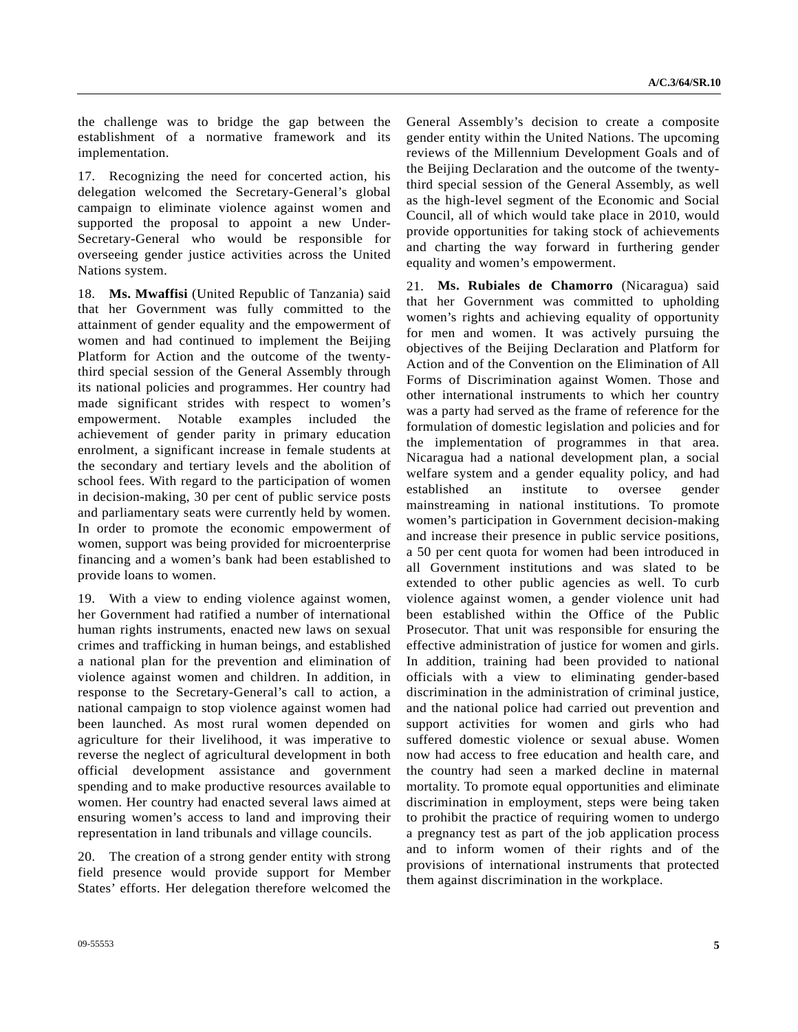the challenge was to bridge the gap between the establishment of a normative framework and its implementation.

17. Recognizing the need for concerted action, his delegation welcomed the Secretary-General's global campaign to eliminate violence against women and supported the proposal to appoint a new Under-Secretary-General who would be responsible for overseeing gender justice activities across the United Nations system.

18. **Ms. Mwaffisi** (United Republic of Tanzania) said that her Government was fully committed to the attainment of gender equality and the empowerment of women and had continued to implement the Beijing Platform for Action and the outcome of the twenty-third special session of the General Assembly through its national policies and programmes. Her country had made significant strides with respect to women's empowerment. Notable examples included the achievement of gender parity in primary education enrolment, a significant increase in female students at the secondary and tertiary levels and the abolition of school fees. With regard to the participation of women in decision-making, 30 per cent of public service posts and parliamentary seats were currently held by women. In order to promote the economic empowerment of women, support was being provided for microenterprise financing and a women's bank had been established to provide loans to women.

19. With a view to ending violence against women, her Government had ratified a number of international human rights instruments, enacted new laws on sexual crimes and trafficking in human beings, and established a national plan for the prevention and elimination of violence against women and children. In addition, in response to the Secretary-General's call to action, a national campaign to stop violence against women had been launched. As most rural women depended on agriculture for their livelihood, it was imperative to reverse the neglect of agricultural development in both official development assistance and government spending and to make productive resources available to women. Her country had enacted several laws aimed at ensuring women's access to land and improving their representation in land tribunals and village councils.

20. The creation of a strong gender entity with strong field presence would provide support for Member States' efforts. Her delegation therefore welcomed the General Assembly's decision to create a composite gender entity within the United Nations. The upcoming reviews of the Millennium Development Goals and of the Beijing Declaration and the outcome of the twenty-third special session of the General Assembly, as well as the high-level segment of the Economic and Social Council, all of which would take place in 2010, would provide opportunities for taking stock of achievements and charting the way forward in furthering gender equality and women's empowerment.

21. **Ms. Rubiales de Chamorro** (Nicaragua) said that her Government was committed to upholding women's rights and achieving equality of opportunity for men and women. It was actively pursuing the objectives of the Beijing Declaration and Platform for Action and of the Convention on the Elimination of All Forms of Discrimination against Women. Those and other international instruments to which her country was a party had served as the frame of reference for the formulation of domestic legislation and policies and for the implementation of programmes in that area. Nicaragua had a national development plan, a social welfare system and a gender equality policy, and had established an institute to oversee gender mainstreaming in national institutions. To promote women's participation in Government decision-making and increase their presence in public service positions, a 50 per cent quota for women had been introduced in all Government institutions and was slated to be extended to other public agencies as well. To curb violence against women, a gender violence unit had been established within the Office of the Public Prosecutor. That unit was responsible for ensuring the effective administration of justice for women and girls. In addition, training had been provided to national officials with a view to eliminating gender-based discrimination in the administration of criminal justice, and the national police had carried out prevention and support activities for women and girls who had suffered domestic violence or sexual abuse. Women now had access to free education and health care, and the country had seen a marked decline in maternal mortality. To promote equal opportunities and eliminate discrimination in employment, steps were being taken to prohibit the practice of requiring women to undergo a pregnancy test as part of the job application process and to inform women of their rights and of the provisions of international instruments that protected them against discrimination in the workplace.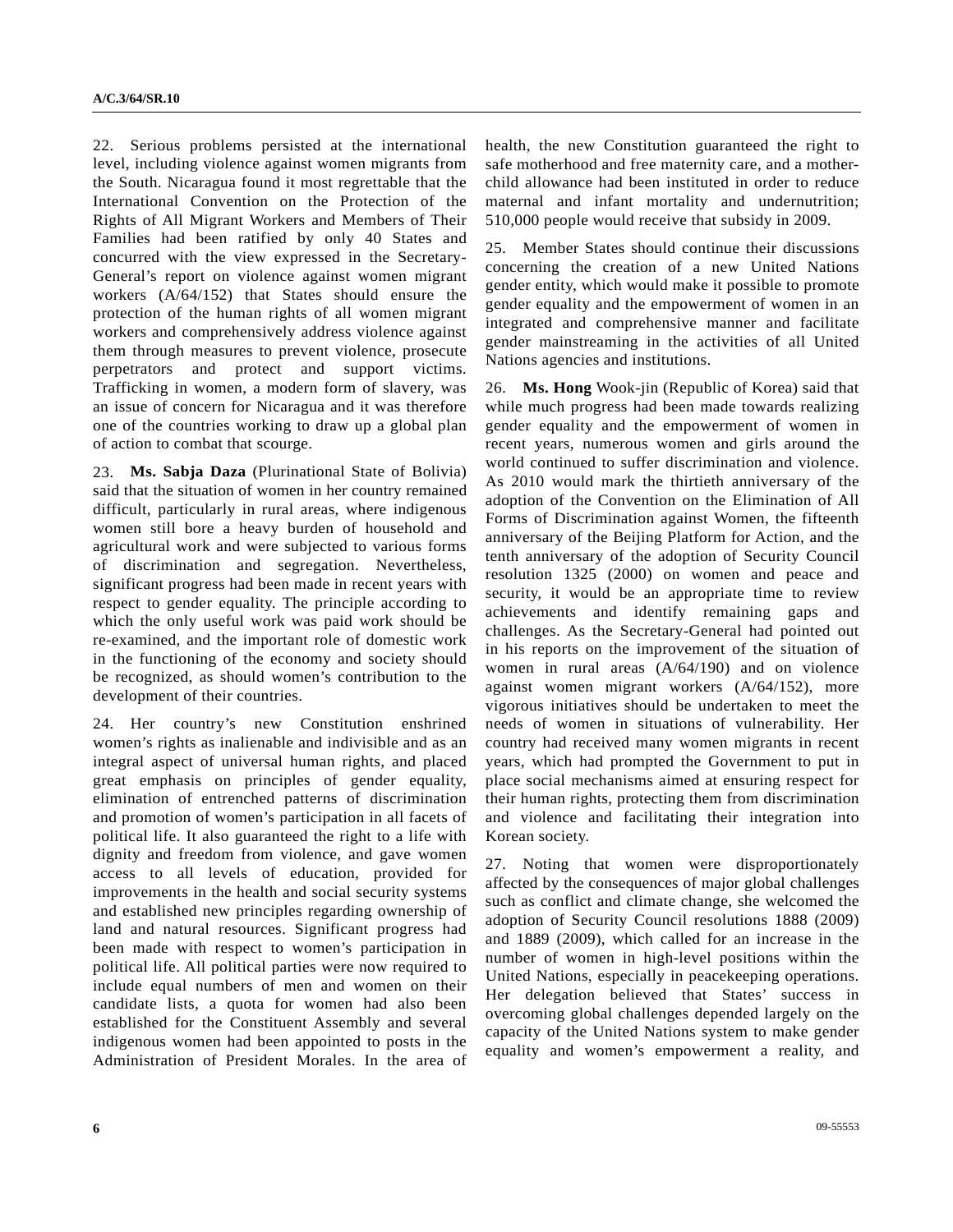22. Serious problems persisted at the international level, including violence against women migrants from the South. Nicaragua found it most regrettable that the International Convention on the Protection of the Rights of All Migrant Workers and Members of Their Families had been ratified by only 40 States and concurred with the view expressed in the Secretary-General's report on violence against women migrant workers (A/64/152) that States should ensure the protection of the human rights of all women migrant workers and comprehensively address violence against them through measures to prevent violence, prosecute perpetrators and protect and support victims. Trafficking in women, a modern form of slavery, was an issue of concern for Nicaragua and it was therefore one of the countries working to draw up a global plan of action to combat that scourge.

23. **Ms. Sabja Daza** (Plurinational State of Bolivia) said that the situation of women in her country remained difficult, particularly in rural areas, where indigenous women still bore a heavy burden of household and agricultural work and were subjected to various forms of discrimination and segregation. Nevertheless, significant progress had been made in recent years with respect to gender equality. The principle according to which the only useful work was paid work should be re-examined, and the important role of domestic work in the functioning of the economy and society should be recognized, as should women's contribution to the development of their countries.

24. Her country's new Constitution enshrined women's rights as inalienable and indivisible and as an integral aspect of universal human rights, and placed great emphasis on principles of gender equality, elimination of entrenched patterns of discrimination and promotion of women's participation in all facets of political life. It also guaranteed the right to a life with dignity and freedom from violence, and gave women access to all levels of education, provided for improvements in the health and social security systems and established new principles regarding ownership of land and natural resources. Significant progress had been made with respect to women's participation in political life. All political parties were now required to include equal numbers of men and women on their candidate lists, a quota for women had also been established for the Constituent Assembly and several indigenous women had been appointed to posts in the Administration of President Morales. In the area of health, the new Constitution guaranteed the right to safe motherhood and free maternity care, and a mother-child allowance had been instituted in order to reduce maternal and infant mortality and undernutrition; 510,000 people would receive that subsidy in 2009.

25. Member States should continue their discussions concerning the creation of a new United Nations gender entity, which would make it possible to promote gender equality and the empowerment of women in an integrated and comprehensive manner and facilitate gender mainstreaming in the activities of all United Nations agencies and institutions.

26. **Ms. Hong** Wook-jin (Republic of Korea) said that while much progress had been made towards realizing gender equality and the empowerment of women in recent years, numerous women and girls around the world continued to suffer discrimination and violence. As 2010 would mark the thirtieth anniversary of the adoption of the Convention on the Elimination of All Forms of Discrimination against Women, the fifteenth anniversary of the Beijing Platform for Action, and the tenth anniversary of the adoption of Security Council resolution 1325 (2000) on women and peace and security, it would be an appropriate time to review achievements and identify remaining gaps and challenges. As the Secretary-General had pointed out in his reports on the improvement of the situation of women in rural areas (A/64/190) and on violence against women migrant workers (A/64/152), more vigorous initiatives should be undertaken to meet the needs of women in situations of vulnerability. Her country had received many women migrants in recent years, which had prompted the Government to put in place social mechanisms aimed at ensuring respect for their human rights, protecting them from discrimination and violence and facilitating their integration into Korean society.

27. Noting that women were disproportionately affected by the consequences of major global challenges such as conflict and climate change, she welcomed the adoption of Security Council resolutions 1888 (2009) and 1889 (2009), which called for an increase in the number of women in high-level positions within the United Nations, especially in peacekeeping operations. Her delegation believed that States' success in overcoming global challenges depended largely on the capacity of the United Nations system to make gender equality and women's empowerment a reality, and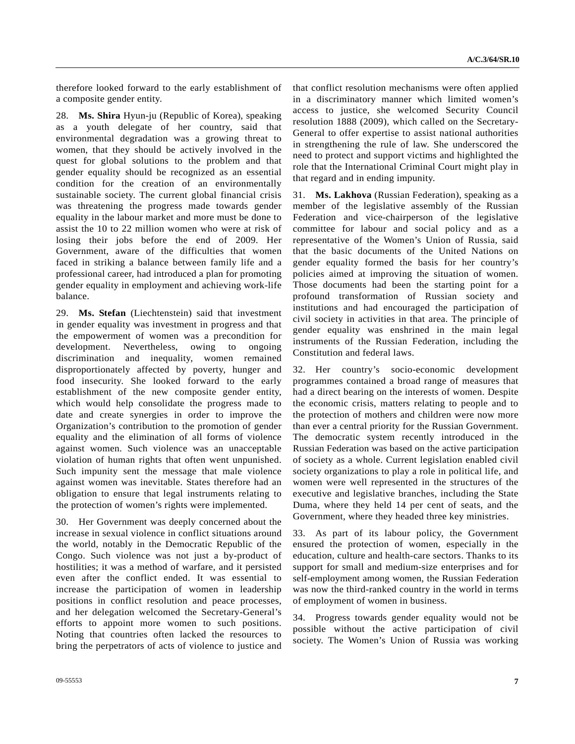therefore looked forward to the early establishment of a composite gender entity.

28. **Ms. Shira** Hyun-ju (Republic of Korea), speaking as a youth delegate of her country, said that environmental degradation was a growing threat to women, that they should be actively involved in the quest for global solutions to the problem and that gender equality should be recognized as an essential condition for the creation of an environmentally sustainable society. The current global financial crisis was threatening the progress made towards gender equality in the labour market and more must be done to assist the 10 to 22 million women who were at risk of losing their jobs before the end of 2009. Her Government, aware of the difficulties that women faced in striking a balance between family life and a professional career, had introduced a plan for promoting gender equality in employment and achieving work-life balance.

29. **Ms. Stefan** (Liechtenstein) said that investment in gender equality was investment in progress and that the empowerment of women was a precondition for development. Nevertheless, owing to ongoing discrimination and inequality, women remained disproportionately affected by poverty, hunger and food insecurity. She looked forward to the early establishment of the new composite gender entity, which would help consolidate the progress made to date and create synergies in order to improve the Organization's contribution to the promotion of gender equality and the elimination of all forms of violence against women. Such violence was an unacceptable violation of human rights that often went unpunished. Such impunity sent the message that male violence against women was inevitable. States therefore had an obligation to ensure that legal instruments relating to the protection of women's rights were implemented.

30. Her Government was deeply concerned about the increase in sexual violence in conflict situations around the world, notably in the Democratic Republic of the Congo. Such violence was not just a by-product of hostilities; it was a method of warfare, and it persisted even after the conflict ended. It was essential to increase the participation of women in leadership positions in conflict resolution and peace processes, and her delegation welcomed the Secretary-General's efforts to appoint more women to such positions. Noting that countries often lacked the resources to bring the perpetrators of acts of violence to justice and that conflict resolution mechanisms were often applied in a discriminatory manner which limited women's access to justice, she welcomed Security Council resolution 1888 (2009), which called on the Secretary-General to offer expertise to assist national authorities in strengthening the rule of law. She underscored the need to protect and support victims and highlighted the role that the International Criminal Court might play in that regard and in ending impunity.

31. **Ms. Lakhova** (Russian Federation), speaking as a member of the legislative assembly of the Russian Federation and vice-chairperson of the legislative committee for labour and social policy and as a representative of the Women's Union of Russia, said that the basic documents of the United Nations on gender equality formed the basis for her country's policies aimed at improving the situation of women. Those documents had been the starting point for a profound transformation of Russian society and institutions and had encouraged the participation of civil society in activities in that area. The principle of gender equality was enshrined in the main legal instruments of the Russian Federation, including the Constitution and federal laws.

32. Her country's socio-economic development programmes contained a broad range of measures that had a direct bearing on the interests of women. Despite the economic crisis, matters relating to people and to the protection of mothers and children were now more than ever a central priority for the Russian Government. The democratic system recently introduced in the Russian Federation was based on the active participation of society as a whole. Current legislation enabled civil society organizations to play a role in political life, and women were well represented in the structures of the executive and legislative branches, including the State Duma, where they held 14 per cent of seats, and the Government, where they headed three key ministries.

33. As part of its labour policy, the Government ensured the protection of women, especially in the education, culture and health-care sectors. Thanks to its support for small and medium-size enterprises and for self-employment among women, the Russian Federation was now the third-ranked country in the world in terms of employment of women in business.

34. Progress towards gender equality would not be possible without the active participation of civil society. The Women's Union of Russia was working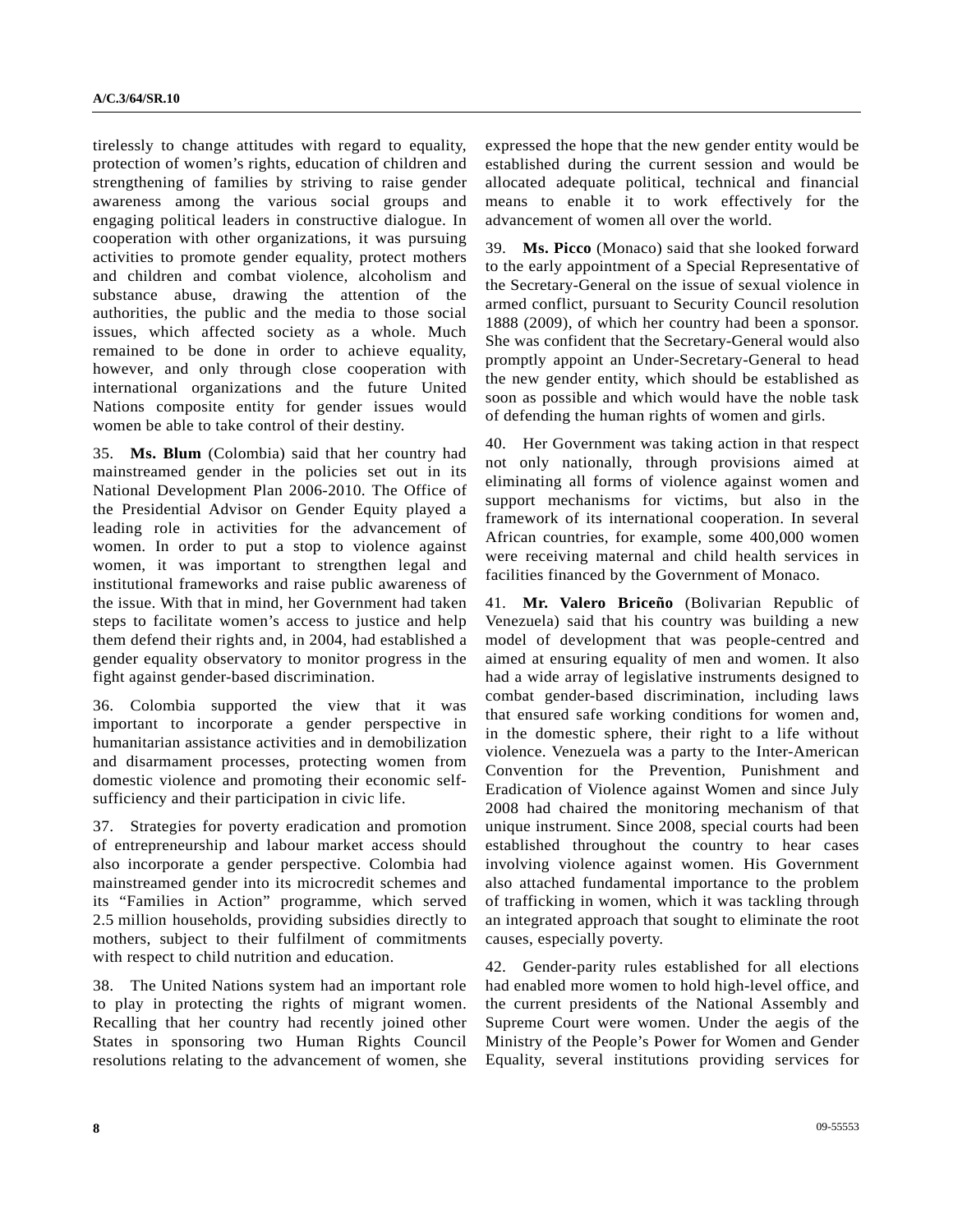tirelessly to change attitudes with regard to equality, protection of women's rights, education of children and strengthening of families by striving to raise gender awareness among the various social groups and engaging political leaders in constructive dialogue. In cooperation with other organizations, it was pursuing activities to promote gender equality, protect mothers and children and combat violence, alcoholism and substance abuse, drawing the attention of the authorities, the public and the media to those social issues, which affected society as a whole. Much remained to be done in order to achieve equality, however, and only through close cooperation with international organizations and the future United Nations composite entity for gender issues would women be able to take control of their destiny.

35. **Ms. Blum** (Colombia) said that her country had mainstreamed gender in the policies set out in its National Development Plan 2006-2010. The Office of the Presidential Advisor on Gender Equity played a leading role in activities for the advancement of women. In order to put a stop to violence against women, it was important to strengthen legal and institutional frameworks and raise public awareness of the issue. With that in mind, her Government had taken steps to facilitate women's access to justice and help them defend their rights and, in 2004, had established a gender equality observatory to monitor progress in the fight against gender-based discrimination.

36. Colombia supported the view that it was important to incorporate a gender perspective in humanitarian assistance activities and in demobilization and disarmament processes, protecting women from domestic violence and promoting their economic self-sufficiency and their participation in civic life.

37. Strategies for poverty eradication and promotion of entrepreneurship and labour market access should also incorporate a gender perspective. Colombia had mainstreamed gender into its microcredit schemes and its "Families in Action" programme, which served 2.5 million households, providing subsidies directly to mothers, subject to their fulfilment of commitments with respect to child nutrition and education.

38. The United Nations system had an important role to play in protecting the rights of migrant women. Recalling that her country had recently joined other States in sponsoring two Human Rights Council resolutions relating to the advancement of women, she expressed the hope that the new gender entity would be established during the current session and would be allocated adequate political, technical and financial means to enable it to work effectively for the advancement of women all over the world.

39. **Ms. Picco** (Monaco) said that she looked forward to the early appointment of a Special Representative of the Secretary-General on the issue of sexual violence in armed conflict, pursuant to Security Council resolution 1888 (2009), of which her country had been a sponsor. She was confident that the Secretary-General would also promptly appoint an Under-Secretary-General to head the new gender entity, which should be established as soon as possible and which would have the noble task of defending the human rights of women and girls.

40. Her Government was taking action in that respect not only nationally, through provisions aimed at eliminating all forms of violence against women and support mechanisms for victims, but also in the framework of its international cooperation. In several African countries, for example, some 400,000 women were receiving maternal and child health services in facilities financed by the Government of Monaco.

41. **Mr. Valero Briceño** (Bolivarian Republic of Venezuela) said that his country was building a new model of development that was people-centred and aimed at ensuring equality of men and women. It also had a wide array of legislative instruments designed to combat gender-based discrimination, including laws that ensured safe working conditions for women and, in the domestic sphere, their right to a life without violence. Venezuela was a party to the Inter-American Convention for the Prevention, Punishment and Eradication of Violence against Women and since July 2008 had chaired the monitoring mechanism of that unique instrument. Since 2008, special courts had been established throughout the country to hear cases involving violence against women. His Government also attached fundamental importance to the problem of trafficking in women, which it was tackling through an integrated approach that sought to eliminate the root causes, especially poverty.

42. Gender-parity rules established for all elections had enabled more women to hold high-level office, and the current presidents of the National Assembly and Supreme Court were women. Under the aegis of the Ministry of the People's Power for Women and Gender Equality, several institutions providing services for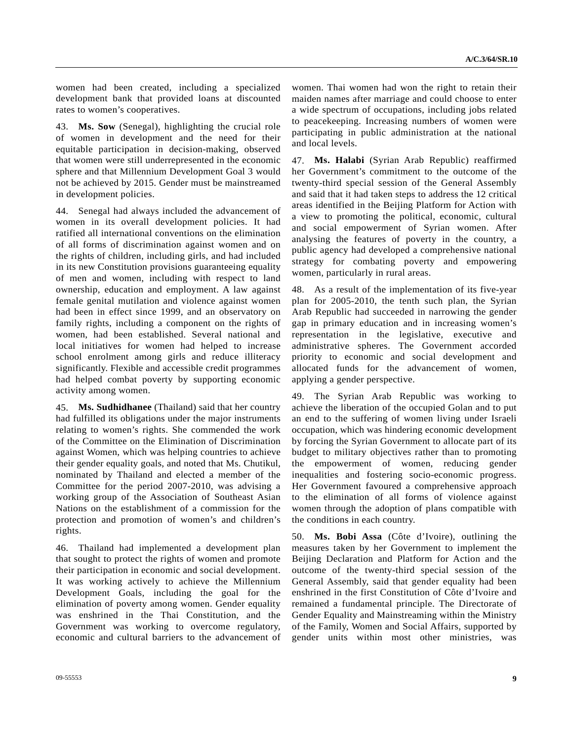women had been created, including a specialized development bank that provided loans at discounted rates to women's cooperatives.

43. **Ms. Sow** (Senegal), highlighting the crucial role of women in development and the need for their equitable participation in decision-making, observed that women were still underrepresented in the economic sphere and that Millennium Development Goal 3 would not be achieved by 2015. Gender must be mainstreamed in development policies.

44. Senegal had always included the advancement of women in its overall development policies. It had ratified all international conventions on the elimination of all forms of discrimination against women and on the rights of children, including girls, and had included in its new Constitution provisions guaranteeing equality of men and women, including with respect to land ownership, education and employment. A law against female genital mutilation and violence against women had been in effect since 1999, and an observatory on family rights, including a component on the rights of women, had been established. Several national and local initiatives for women had helped to increase school enrolment among girls and reduce illiteracy significantly. Flexible and accessible credit programmes had helped combat poverty by supporting economic activity among women.

45. **Ms. Sudhidhanee** (Thailand) said that her country had fulfilled its obligations under the major instruments relating to women's rights. She commended the work of the Committee on the Elimination of Discrimination against Women, which was helping countries to achieve their gender equality goals, and noted that Ms. Chutikul, nominated by Thailand and elected a member of the Committee for the period 2007-2010, was advising a working group of the Association of Southeast Asian Nations on the establishment of a commission for the protection and promotion of women's and children's rights.

46. Thailand had implemented a development plan that sought to protect the rights of women and promote their participation in economic and social development. It was working actively to achieve the Millennium Development Goals, including the goal for the elimination of poverty among women. Gender equality was enshrined in the Thai Constitution, and the Government was working to overcome regulatory, economic and cultural barriers to the advancement of women. Thai women had won the right to retain their maiden names after marriage and could choose to enter a wide spectrum of occupations, including jobs related to peacekeeping. Increasing numbers of women were participating in public administration at the national and local levels.

47. **Ms. Halabi** (Syrian Arab Republic) reaffirmed her Government's commitment to the outcome of the twenty-third special session of the General Assembly and said that it had taken steps to address the 12 critical areas identified in the Beijing Platform for Action with a view to promoting the political, economic, cultural and social empowerment of Syrian women. After analysing the features of poverty in the country, a public agency had developed a comprehensive national strategy for combating poverty and empowering women, particularly in rural areas.

48. As a result of the implementation of its five-year plan for 2005-2010, the tenth such plan, the Syrian Arab Republic had succeeded in narrowing the gender gap in primary education and in increasing women's representation in the legislative, executive and administrative spheres. The Government accorded priority to economic and social development and allocated funds for the advancement of women, applying a gender perspective.

49. The Syrian Arab Republic was working to achieve the liberation of the occupied Golan and to put an end to the suffering of women living under Israeli occupation, which was hindering economic development by forcing the Syrian Government to allocate part of its budget to military objectives rather than to promoting the empowerment of women, reducing gender inequalities and fostering socio-economic progress. Her Government favoured a comprehensive approach to the elimination of all forms of violence against women through the adoption of plans compatible with the conditions in each country.

50. **Ms. Bobi Assa** (Côte d'Ivoire), outlining the measures taken by her Government to implement the Beijing Declaration and Platform for Action and the outcome of the twenty-third special session of the General Assembly, said that gender equality had been enshrined in the first Constitution of Côte d'Ivoire and remained a fundamental principle. The Directorate of Gender Equality and Mainstreaming within the Ministry of the Family, Women and Social Affairs, supported by gender units within most other ministries, was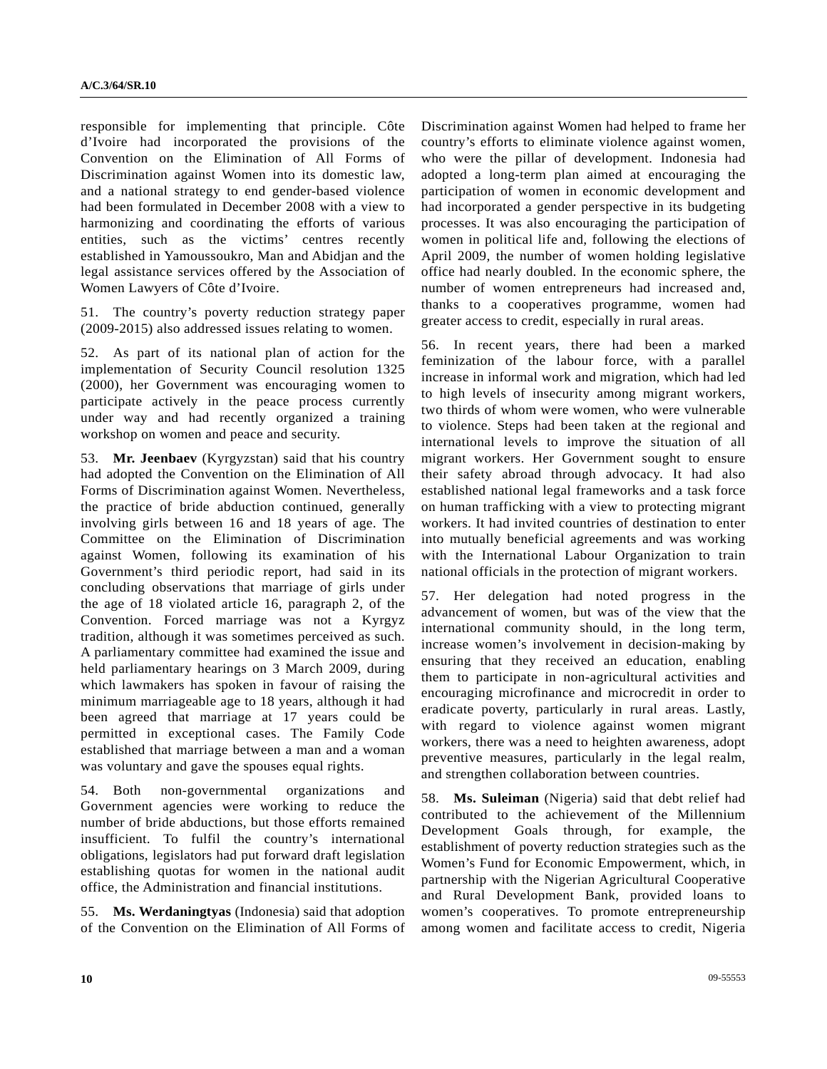responsible for implementing that principle. Côte d'Ivoire had incorporated the provisions of the Convention on the Elimination of All Forms of Discrimination against Women into its domestic law, and a national strategy to end gender-based violence had been formulated in December 2008 with a view to harmonizing and coordinating the efforts of various entities, such as the victims' centres recently established in Yamoussoukro, Man and Abidjan and the legal assistance services offered by the Association of Women Lawyers of Côte d'Ivoire.

51. The country's poverty reduction strategy paper (2009-2015) also addressed issues relating to women.

52. As part of its national plan of action for the implementation of Security Council resolution 1325 (2000), her Government was encouraging women to participate actively in the peace process currently under way and had recently organized a training workshop on women and peace and security.

53. **Mr. Jeenbaev** (Kyrgyzstan) said that his country had adopted the Convention on the Elimination of All Forms of Discrimination against Women. Nevertheless, the practice of bride abduction continued, generally involving girls between 16 and 18 years of age. The Committee on the Elimination of Discrimination against Women, following its examination of his Government's third periodic report, had said in its concluding observations that marriage of girls under the age of 18 violated article 16, paragraph 2, of the Convention. Forced marriage was not a Kyrgyz tradition, although it was sometimes perceived as such. A parliamentary committee had examined the issue and held parliamentary hearings on 3 March 2009, during which lawmakers has spoken in favour of raising the minimum marriageable age to 18 years, although it had been agreed that marriage at 17 years could be permitted in exceptional cases. The Family Code established that marriage between a man and a woman was voluntary and gave the spouses equal rights.

54. Both non-governmental organizations and Government agencies were working to reduce the number of bride abductions, but those efforts remained insufficient. To fulfil the country's international obligations, legislators had put forward draft legislation establishing quotas for women in the national audit office, the Administration and financial institutions.

55. **Ms. Werdaningtyas** (Indonesia) said that adoption of the Convention on the Elimination of All Forms of Discrimination against Women had helped to frame her country's efforts to eliminate violence against women, who were the pillar of development. Indonesia had adopted a long-term plan aimed at encouraging the participation of women in economic development and had incorporated a gender perspective in its budgeting processes. It was also encouraging the participation of women in political life and, following the elections of April 2009, the number of women holding legislative office had nearly doubled. In the economic sphere, the number of women entrepreneurs had increased and, thanks to a cooperatives programme, women had greater access to credit, especially in rural areas.

56. In recent years, there had been a marked feminization of the labour force, with a parallel increase in informal work and migration, which had led to high levels of insecurity among migrant workers, two thirds of whom were women, who were vulnerable to violence. Steps had been taken at the regional and international levels to improve the situation of all migrant workers. Her Government sought to ensure their safety abroad through advocacy. It had also established national legal frameworks and a task force on human trafficking with a view to protecting migrant workers. It had invited countries of destination to enter into mutually beneficial agreements and was working with the International Labour Organization to train national officials in the protection of migrant workers.

57. Her delegation had noted progress in the advancement of women, but was of the view that the international community should, in the long term, increase women's involvement in decision-making by ensuring that they received an education, enabling them to participate in non-agricultural activities and encouraging microfinance and microcredit in order to eradicate poverty, particularly in rural areas. Lastly, with regard to violence against women migrant workers, there was a need to heighten awareness, adopt preventive measures, particularly in the legal realm, and strengthen collaboration between countries.

58. **Ms. Suleiman** (Nigeria) said that debt relief had contributed to the achievement of the Millennium Development Goals through, for example, the establishment of poverty reduction strategies such as the Women's Fund for Economic Empowerment, which, in partnership with the Nigerian Agricultural Cooperative and Rural Development Bank, provided loans to women's cooperatives. To promote entrepreneurship among women and facilitate access to credit, Nigeria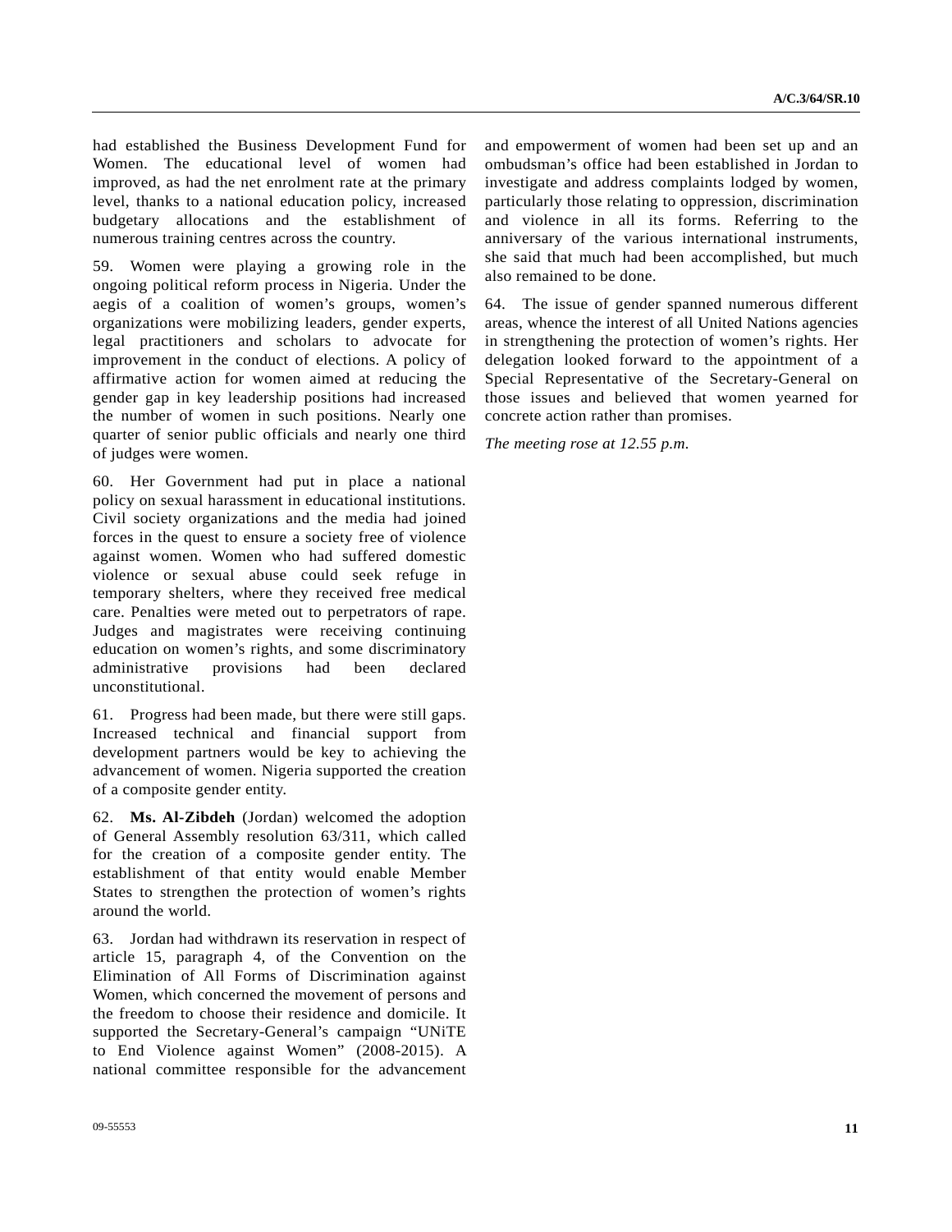had established the Business Development Fund for Women. The educational level of women had improved, as had the net enrolment rate at the primary level, thanks to a national education policy, increased budgetary allocations and the establishment of numerous training centres across the country.

59. Women were playing a growing role in the ongoing political reform process in Nigeria. Under the aegis of a coalition of women's groups, women's organizations were mobilizing leaders, gender experts, legal practitioners and scholars to advocate for improvement in the conduct of elections. A policy of affirmative action for women aimed at reducing the gender gap in key leadership positions had increased the number of women in such positions. Nearly one quarter of senior public officials and nearly one third of judges were women.

60. Her Government had put in place a national policy on sexual harassment in educational institutions. Civil society organizations and the media had joined forces in the quest to ensure a society free of violence against women. Women who had suffered domestic violence or sexual abuse could seek refuge in temporary shelters, where they received free medical care. Penalties were meted out to perpetrators of rape. Judges and magistrates were receiving continuing education on women's rights, and some discriminatory administrative provisions had been declared unconstitutional.

61. Progress had been made, but there were still gaps. Increased technical and financial support from development partners would be key to achieving the advancement of women. Nigeria supported the creation of a composite gender entity.

62. **Ms. Al-Zibdeh** (Jordan) welcomed the adoption of General Assembly resolution 63/311, which called for the creation of a composite gender entity. The establishment of that entity would enable Member States to strengthen the protection of women's rights around the world.

63. Jordan had withdrawn its reservation in respect of article 15, paragraph 4, of the Convention on the Elimination of All Forms of Discrimination against Women, which concerned the movement of persons and the freedom to choose their residence and domicile. It supported the Secretary-General's campaign "UNiTE to End Violence against Women" (2008-2015). A national committee responsible for the advancement and empowerment of women had been set up and an ombudsman's office had been established in Jordan to investigate and address complaints lodged by women, particularly those relating to oppression, discrimination and violence in all its forms. Referring to the anniversary of the various international instruments, she said that much had been accomplished, but much also remained to be done.

64. The issue of gender spanned numerous different areas, whence the interest of all United Nations agencies in strengthening the protection of women's rights. Her delegation looked forward to the appointment of a Special Representative of the Secretary-General on those issues and believed that women yearned for concrete action rather than promises.

*The meeting rose at 12.55 p.m.*